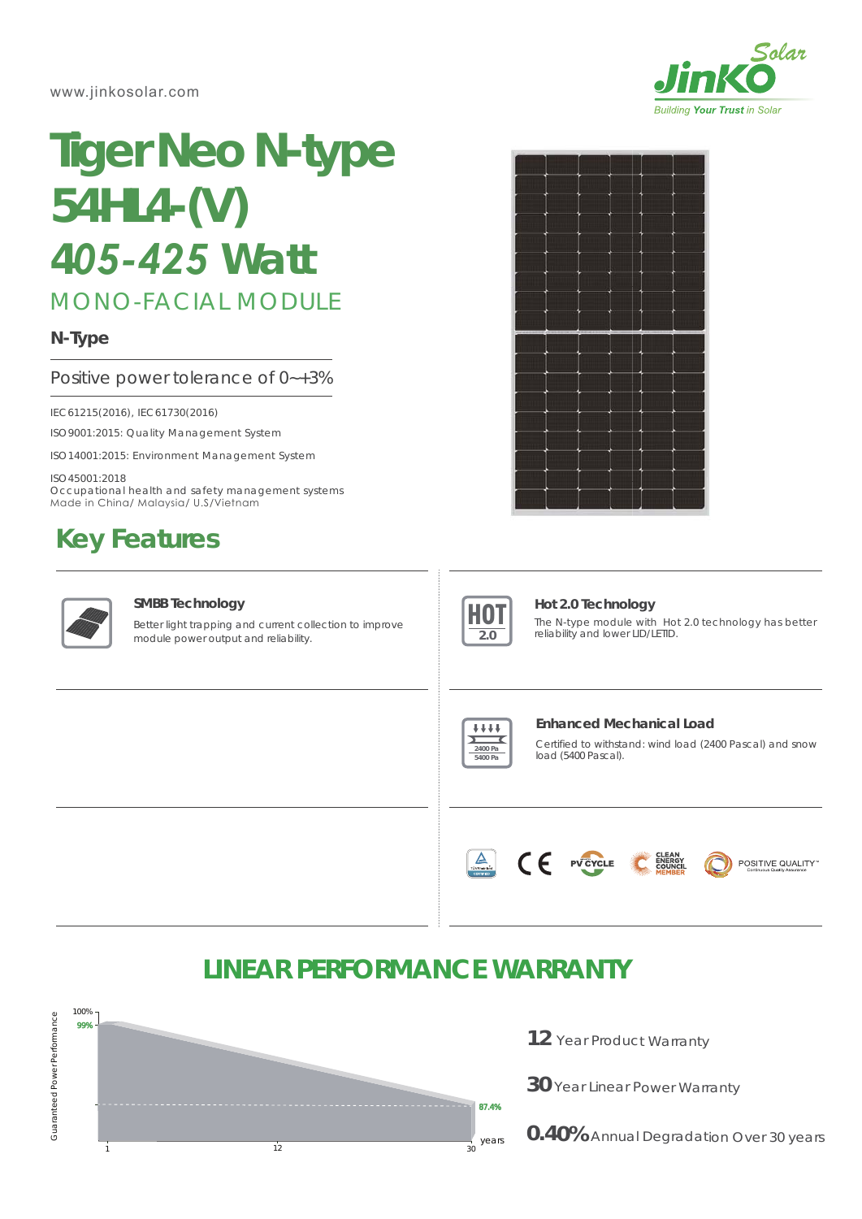www.jinkosolar.com

# Tiger Neo N-type 54HL4-(V)

# *405-425* Watt

## MONO-FACIAL MODULE

**N-Type**

Positive power tolerance of 0~+3%

IEC 61215(2016), IEC 61730(2016)

ISO 9001:2015: Quality Management System

ISO 14001:2015: Environment Management System

ISO 45001:2018
Occupational health and safety management systems
Made in China/ Malaysia/ U.S/Vietnam

## Key Features

### SMBB Technology

Better light trapping and current collection to improve module power output and reliability.

### Hot 2.0 Technology

The N-type module with Hot 2.0 technology has better reliability and lower LID/LETID.

### Enhanced Mechanical Load

Certified to withstand: wind load (2400 Pascal) and snow load (5400 Pascal).

## LINEAR PERFORMANCE WARRANTY

Guaranteed Power Performance: 100%, 99% (year 1), 87.4% (year 30); years: 1, 12, 30

**12** Year Product Warranty

**30** Year Linear Power Warranty

**0.40%** Annual Degradation Over 30 years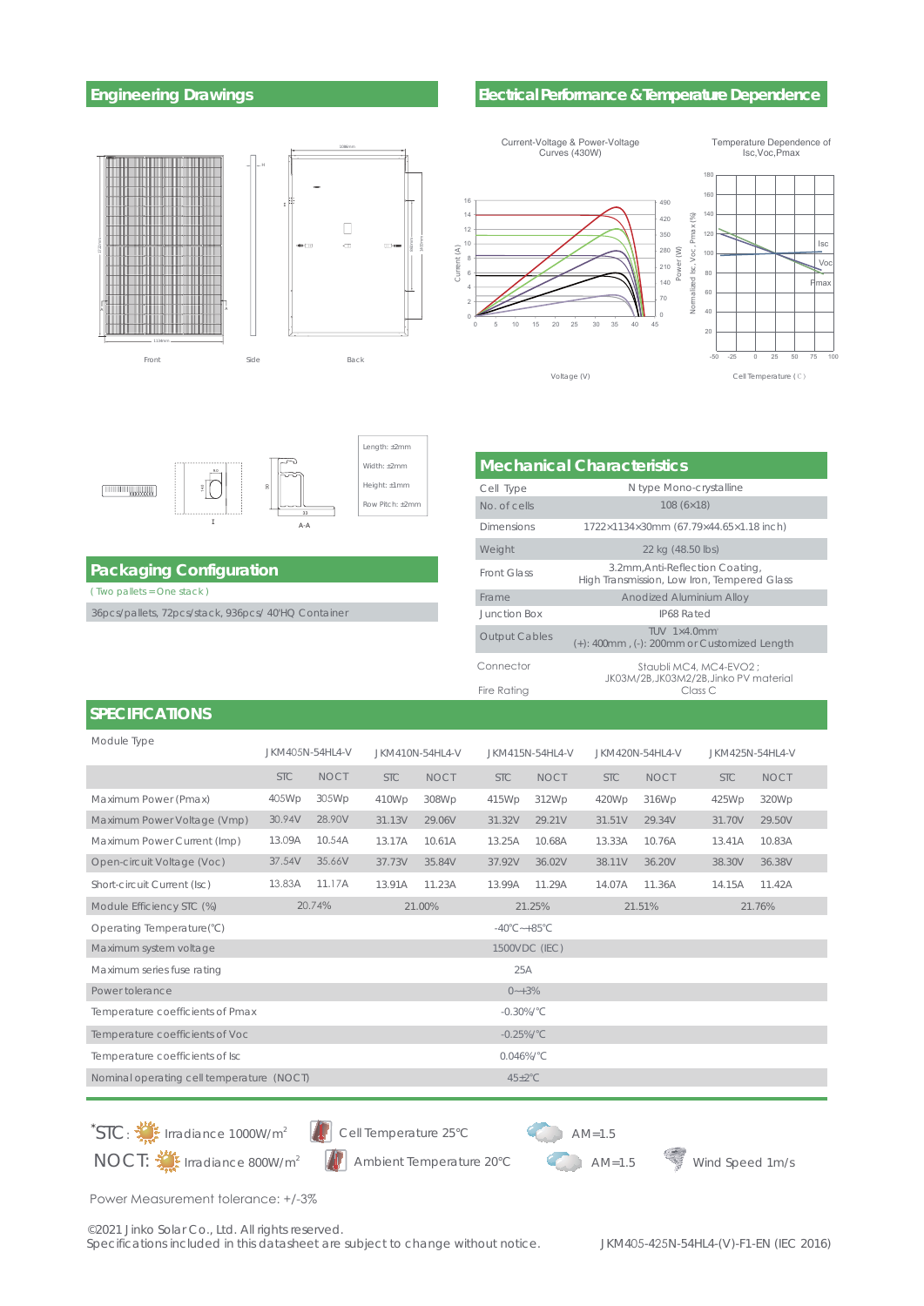## Engineering Drawings

Front

Side

Back

Length: ±2mm

Width: ±2mm

Height: ±1mm

Row Pitch: ±2mm

A-A

## Electrical Performance & Temperature Dependence

Current-Voltage & Power-Voltage Curves (430W)

Current (A)

Power (W)

Voltage (V)

Temperature Dependence of Isc,Voc,Pmax

Normalized Isc, Voc, Pmax (%)

Isc

Voc

Pmax

Cell Temperature (℃)

## Mechanical Characteristics

| | |
|---|---|
| Cell Type | N type Mono-crystalline |
| No. of cells | 108 (6×18) |
| Dimensions | 1722×1134×30mm (67.79×44.65×1.18 inch) |
| Weight | 22 kg (48.50 lbs) |
| Front Glass | 3.2mm,Anti-Reflection Coating, High Transmission, Low Iron, Tempered Glass |
| Frame | Anodized Aluminium Alloy |
| Junction Box | IP68 Rated |
| Output Cables | TUV 1×4.0mm² (+): 400mm , (-): 200mm or Customized Length |
| Connector | Staubli MC4, MC4-EVO2 ; JK03M/2B,JK03M2/2B,Jinko PV material |
| Fire Rating | Class C |

## Packaging Configuration

( Two pallets = One stack )

36pcs/pallets, 72pcs/stack, 936pcs/ 40'HQ Container

## SPECIFICATIONS

| Module Type | JKM405N-54HL4-V | | JKM410N-54HL4-V | | JKM415N-54HL4-V | | JKM420N-54HL4-V | | JKM425N-54HL4-V | |
|---|---|---|---|---|---|---|---|---|---|---|
| | STC | NOCT | STC | NOCT | STC | NOCT | STC | NOCT | STC | NOCT |
| Maximum Power (Pmax) | 405Wp | 305Wp | 410Wp | 308Wp | 415Wp | 312Wp | 420Wp | 316Wp | 425Wp | 320Wp |
| Maximum Power Voltage (Vmp) | 30.94V | 28.90V | 31.13V | 29.06V | 31.32V | 29.21V | 31.51V | 29.34V | 31.70V | 29.50V |
| Maximum Power Current (Imp) | 13.09A | 10.54A | 13.17A | 10.61A | 13.25A | 10.68A | 13.33A | 10.76A | 13.41A | 10.83A |
| Open-circuit Voltage (Voc) | 37.54V | 35.66V | 37.73V | 35.84V | 37.92V | 36.02V | 38.11V | 36.20V | 38.30V | 36.38V |
| Short-circuit Current (Isc) | 13.83A | 11.17A | 13.91A | 11.23A | 13.99A | 11.29A | 14.07A | 11.36A | 14.15A | 11.42A |
| Module Efficiency STC (%) | 20.74% | | 21.00% | | 21.25% | | 21.51% | | 21.76% | |
| Operating Temperature(℃) | -40℃~+85℃ | | | | | | | | | |
| Maximum system voltage | 1500VDC (IEC) | | | | | | | | | |
| Maximum series fuse rating | 25A | | | | | | | | | |
| Power tolerance | 0~+3% | | | | | | | | | |
| Temperature coefficients of Pmax | -0.30%/℃ | | | | | | | | | |
| Temperature coefficients of Voc | -0.25%/℃ | | | | | | | | | |
| Temperature coefficients of Isc | 0.046%/℃ | | | | | | | | | |
| Nominal operating cell temperature (NOCT) | 45±2℃ | | | | | | | | | |

*STC: Irradiance 1000W/m² Cell Temperature 25°C AM=1.5

NOCT: Irradiance 800W/m² Ambient Temperature 20°C AM=1.5 Wind Speed 1m/s

Power Measurement tolerance: +/-3%

©2021 Jinko Solar Co., Ltd. All rights reserved.
Specifications included in this datasheet are subject to change without notice.

JKM405-425N-54HL4-(V)-F1-EN (IEC 2016)